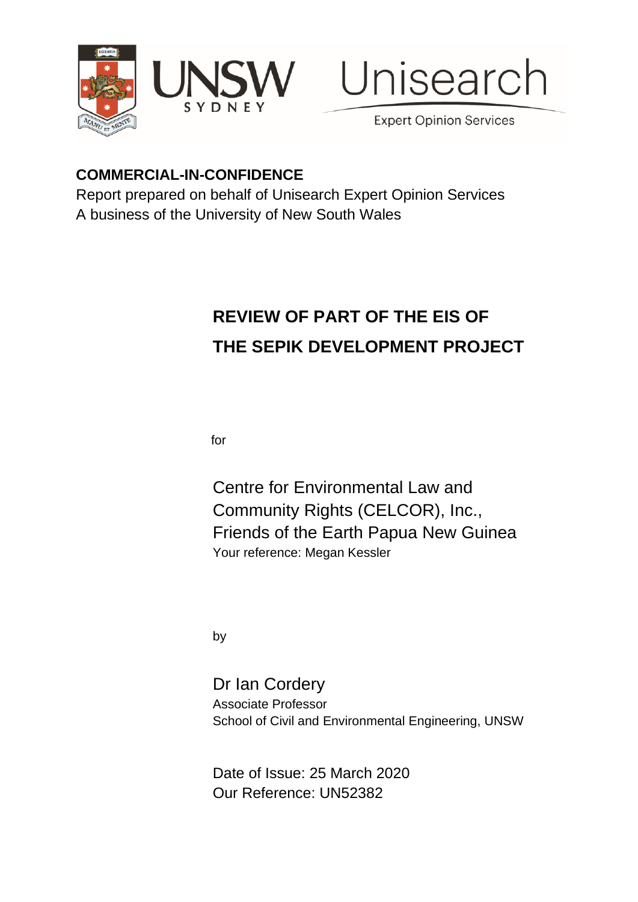UNSW SYDNEY

Unisearch

Expert Opinion Services

**COMMERCIAL-IN-CONFIDENCE**

Report prepared on behalf of Unisearch Expert Opinion Services
A business of the University of New South Wales

# REVIEW OF PART OF THE EIS OF THE SEPIK DEVELOPMENT PROJECT

for

Centre for Environmental Law and Community Rights (CELCOR), Inc.,
Friends of the Earth Papua New Guinea
Your reference: Megan Kessler

by

Dr Ian Cordery
Associate Professor
School of Civil and Environmental Engineering, UNSW

Date of Issue: 25 March 2020
Our Reference: UN52382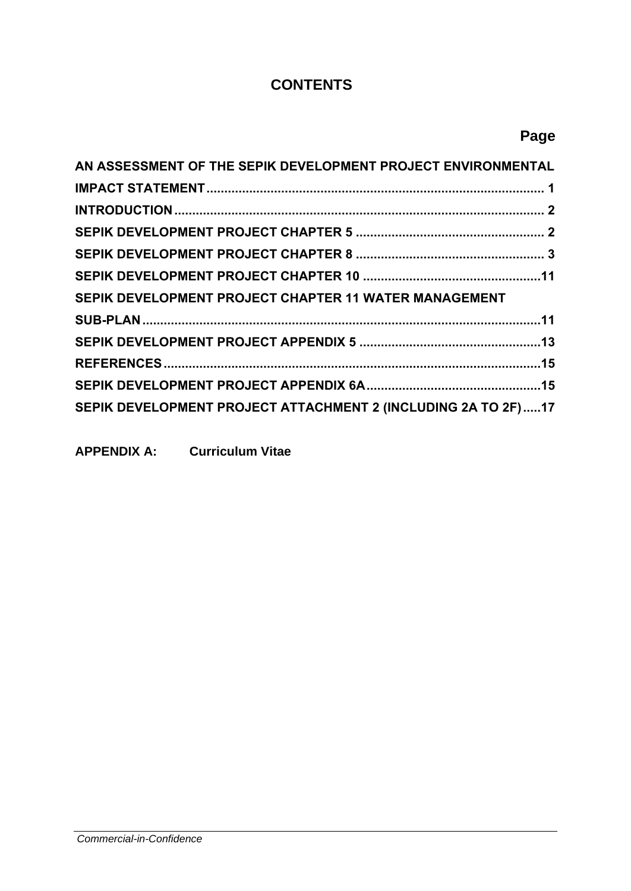# CONTENTS

| | Page |
|---|---|
| AN ASSESSMENT OF THE SEPIK DEVELOPMENT PROJECT ENVIRONMENTAL IMPACT STATEMENT | 1 |
| INTRODUCTION | 2 |
| SEPIK DEVELOPMENT PROJECT CHAPTER 5 | 2 |
| SEPIK DEVELOPMENT PROJECT CHAPTER 8 | 3 |
| SEPIK DEVELOPMENT PROJECT CHAPTER 10 | 11 |
| SEPIK DEVELOPMENT PROJECT CHAPTER 11 WATER MANAGEMENT SUB-PLAN | 11 |
| SEPIK DEVELOPMENT PROJECT APPENDIX 5 | 13 |
| REFERENCES | 15 |
| SEPIK DEVELOPMENT PROJECT APPENDIX 6A | 15 |
| SEPIK DEVELOPMENT PROJECT ATTACHMENT 2 (INCLUDING 2A TO 2F) | 17 |

**APPENDIX A:** **Curriculum Vitae**

*Commercial-in-Confidence*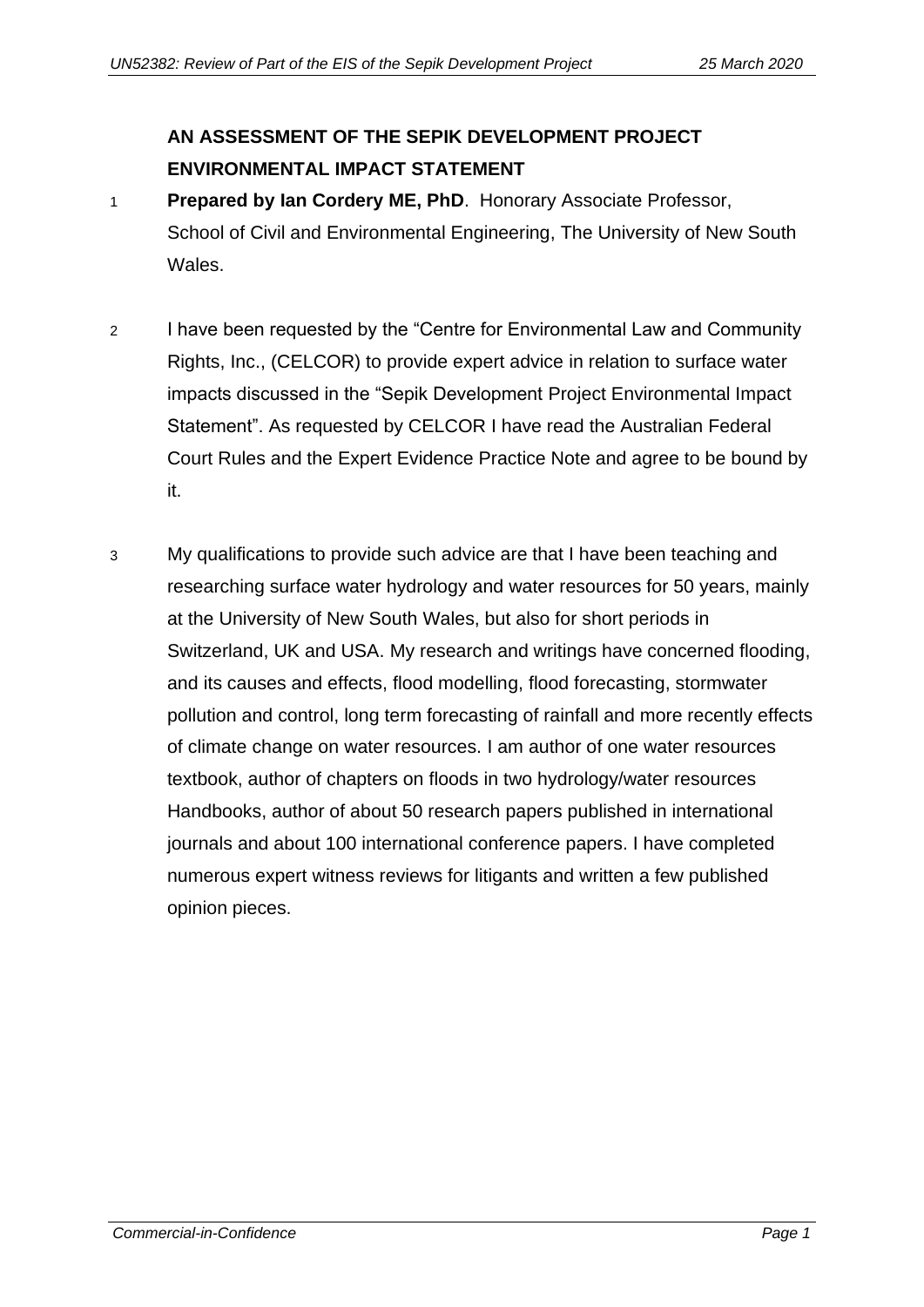**AN ASSESSMENT OF THE SEPIK DEVELOPMENT PROJECT ENVIRONMENTAL IMPACT STATEMENT**

1 **Prepared by Ian Cordery ME, PhD**. Honorary Associate Professor, School of Civil and Environmental Engineering, The University of New South Wales.

2 I have been requested by the "Centre for Environmental Law and Community Rights, Inc., (CELCOR) to provide expert advice in relation to surface water impacts discussed in the "Sepik Development Project Environmental Impact Statement". As requested by CELCOR I have read the Australian Federal Court Rules and the Expert Evidence Practice Note and agree to be bound by it.

3 My qualifications to provide such advice are that I have been teaching and researching surface water hydrology and water resources for 50 years, mainly at the University of New South Wales, but also for short periods in Switzerland, UK and USA. My research and writings have concerned flooding, and its causes and effects, flood modelling, flood forecasting, stormwater pollution and control, long term forecasting of rainfall and more recently effects of climate change on water resources. I am author of one water resources textbook, author of chapters on floods in two hydrology/water resources Handbooks, author of about 50 research papers published in international journals and about 100 international conference papers. I have completed numerous expert witness reviews for litigants and written a few published opinion pieces.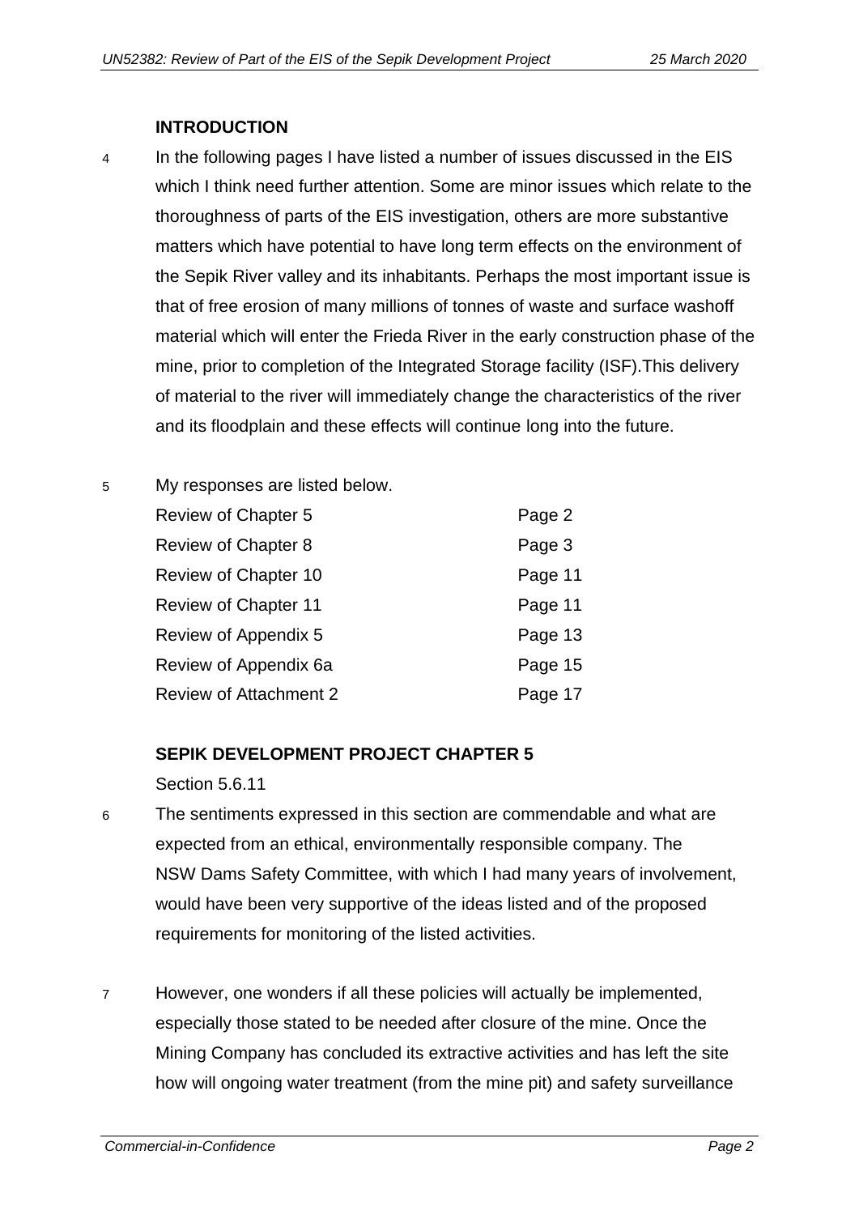## INTRODUCTION

4 In the following pages I have listed a number of issues discussed in the EIS which I think need further attention. Some are minor issues which relate to the thoroughness of parts of the EIS investigation, others are more substantive matters which have potential to have long term effects on the environment of the Sepik River valley and its inhabitants. Perhaps the most important issue is that of free erosion of many millions of tonnes of waste and surface washoff material which will enter the Frieda River in the early construction phase of the mine, prior to completion of the Integrated Storage facility (ISF).This delivery of material to the river will immediately change the characteristics of the river and its floodplain and these effects will continue long into the future.

5 My responses are listed below.

| | |
|---|---|
| Review of Chapter 5 | Page 2 |
| Review of Chapter 8 | Page 3 |
| Review of Chapter 10 | Page 11 |
| Review of Chapter 11 | Page 11 |
| Review of Appendix 5 | Page 13 |
| Review of Appendix 6a | Page 15 |
| Review of Attachment 2 | Page 17 |

## SEPIK DEVELOPMENT PROJECT CHAPTER 5

Section 5.6.11

6 The sentiments expressed in this section are commendable and what are expected from an ethical, environmentally responsible company. The NSW Dams Safety Committee, with which I had many years of involvement, would have been very supportive of the ideas listed and of the proposed requirements for monitoring of the listed activities.

7 However, one wonders if all these policies will actually be implemented, especially those stated to be needed after closure of the mine. Once the Mining Company has concluded its extractive activities and has left the site how will ongoing water treatment (from the mine pit) and safety surveillance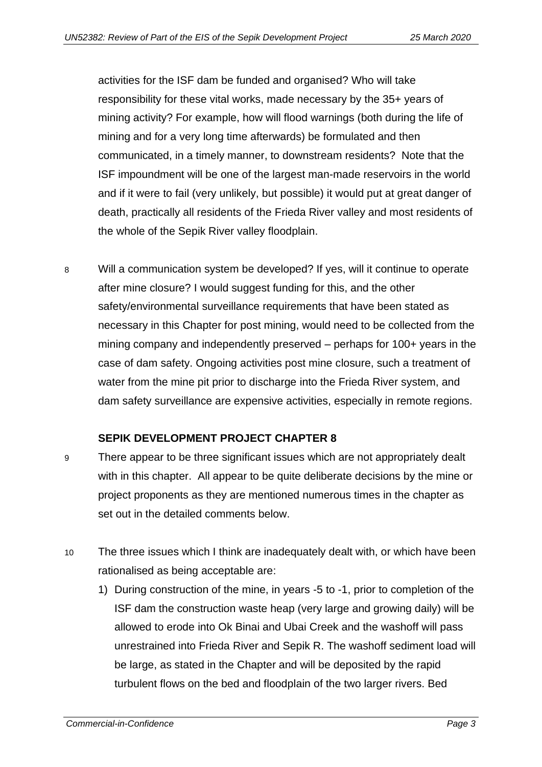activities for the ISF dam be funded and organised? Who will take responsibility for these vital works, made necessary by the 35+ years of mining activity? For example, how will flood warnings (both during the life of mining and for a very long time afterwards) be formulated and then communicated, in a timely manner, to downstream residents? Note that the ISF impoundment will be one of the largest man-made reservoirs in the world and if it were to fail (very unlikely, but possible) it would put at great danger of death, practically all residents of the Frieda River valley and most residents of the whole of the Sepik River valley floodplain.

8 Will a communication system be developed? If yes, will it continue to operate after mine closure? I would suggest funding for this, and the other safety/environmental surveillance requirements that have been stated as necessary in this Chapter for post mining, would need to be collected from the mining company and independently preserved – perhaps for 100+ years in the case of dam safety. Ongoing activities post mine closure, such a treatment of water from the mine pit prior to discharge into the Frieda River system, and dam safety surveillance are expensive activities, especially in remote regions.

**SEPIK DEVELOPMENT PROJECT CHAPTER 8**

9 There appear to be three significant issues which are not appropriately dealt with in this chapter. All appear to be quite deliberate decisions by the mine or project proponents as they are mentioned numerous times in the chapter as set out in the detailed comments below.

10 The three issues which I think are inadequately dealt with, or which have been rationalised as being acceptable are:

1) During construction of the mine, in years -5 to -1, prior to completion of the ISF dam the construction waste heap (very large and growing daily) will be allowed to erode into Ok Binai and Ubai Creek and the washoff will pass unrestrained into Frieda River and Sepik R. The washoff sediment load will be large, as stated in the Chapter and will be deposited by the rapid turbulent flows on the bed and floodplain of the two larger rivers. Bed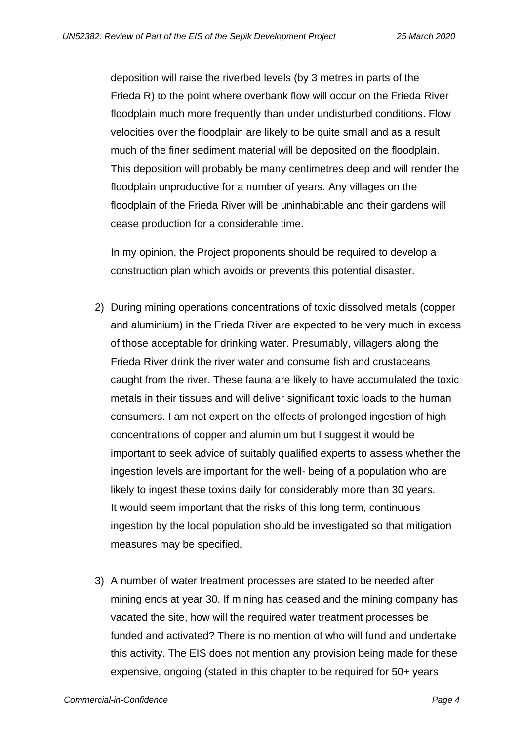deposition will raise the riverbed levels (by 3 metres in parts of the Frieda R) to the point where overbank flow will occur on the Frieda River floodplain much more frequently than under undisturbed conditions. Flow velocities over the floodplain are likely to be quite small and as a result much of the finer sediment material will be deposited on the floodplain. This deposition will probably be many centimetres deep and will render the floodplain unproductive for a number of years. Any villages on the floodplain of the Frieda River will be uninhabitable and their gardens will cease production for a considerable time.

In my opinion, the Project proponents should be required to develop a construction plan which avoids or prevents this potential disaster.

2) During mining operations concentrations of toxic dissolved metals (copper and aluminium) in the Frieda River are expected to be very much in excess of those acceptable for drinking water. Presumably, villagers along the Frieda River drink the river water and consume fish and crustaceans caught from the river. These fauna are likely to have accumulated the toxic metals in their tissues and will deliver significant toxic loads to the human consumers. I am not expert on the effects of prolonged ingestion of high concentrations of copper and aluminium but I suggest it would be important to seek advice of suitably qualified experts to assess whether the ingestion levels are important for the well- being of a population who are likely to ingest these toxins daily for considerably more than 30 years. It would seem important that the risks of this long term, continuous ingestion by the local population should be investigated so that mitigation measures may be specified.

3) A number of water treatment processes are stated to be needed after mining ends at year 30. If mining has ceased and the mining company has vacated the site, how will the required water treatment processes be funded and activated? There is no mention of who will fund and undertake this activity. The EIS does not mention any provision being made for these expensive, ongoing (stated in this chapter to be required for 50+ years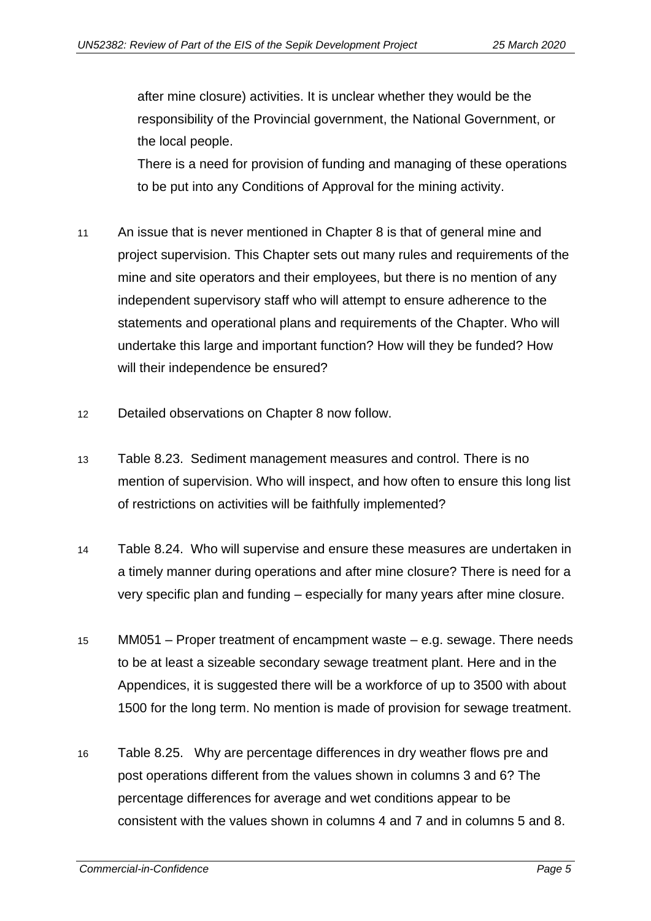after mine closure) activities. It is unclear whether they would be the responsibility of the Provincial government, the National Government, or the local people.

There is a need for provision of funding and managing of these operations to be put into any Conditions of Approval for the mining activity.

11 An issue that is never mentioned in Chapter 8 is that of general mine and project supervision. This Chapter sets out many rules and requirements of the mine and site operators and their employees, but there is no mention of any independent supervisory staff who will attempt to ensure adherence to the statements and operational plans and requirements of the Chapter. Who will undertake this large and important function? How will they be funded? How will their independence be ensured?

12 Detailed observations on Chapter 8 now follow.

13 Table 8.23. Sediment management measures and control. There is no mention of supervision. Who will inspect, and how often to ensure this long list of restrictions on activities will be faithfully implemented?

14 Table 8.24. Who will supervise and ensure these measures are undertaken in a timely manner during operations and after mine closure? There is need for a very specific plan and funding – especially for many years after mine closure.

15 MM051 – Proper treatment of encampment waste – e.g. sewage. There needs to be at least a sizeable secondary sewage treatment plant. Here and in the Appendices, it is suggested there will be a workforce of up to 3500 with about 1500 for the long term. No mention is made of provision for sewage treatment.

16 Table 8.25. Why are percentage differences in dry weather flows pre and post operations different from the values shown in columns 3 and 6? The percentage differences for average and wet conditions appear to be consistent with the values shown in columns 4 and 7 and in columns 5 and 8.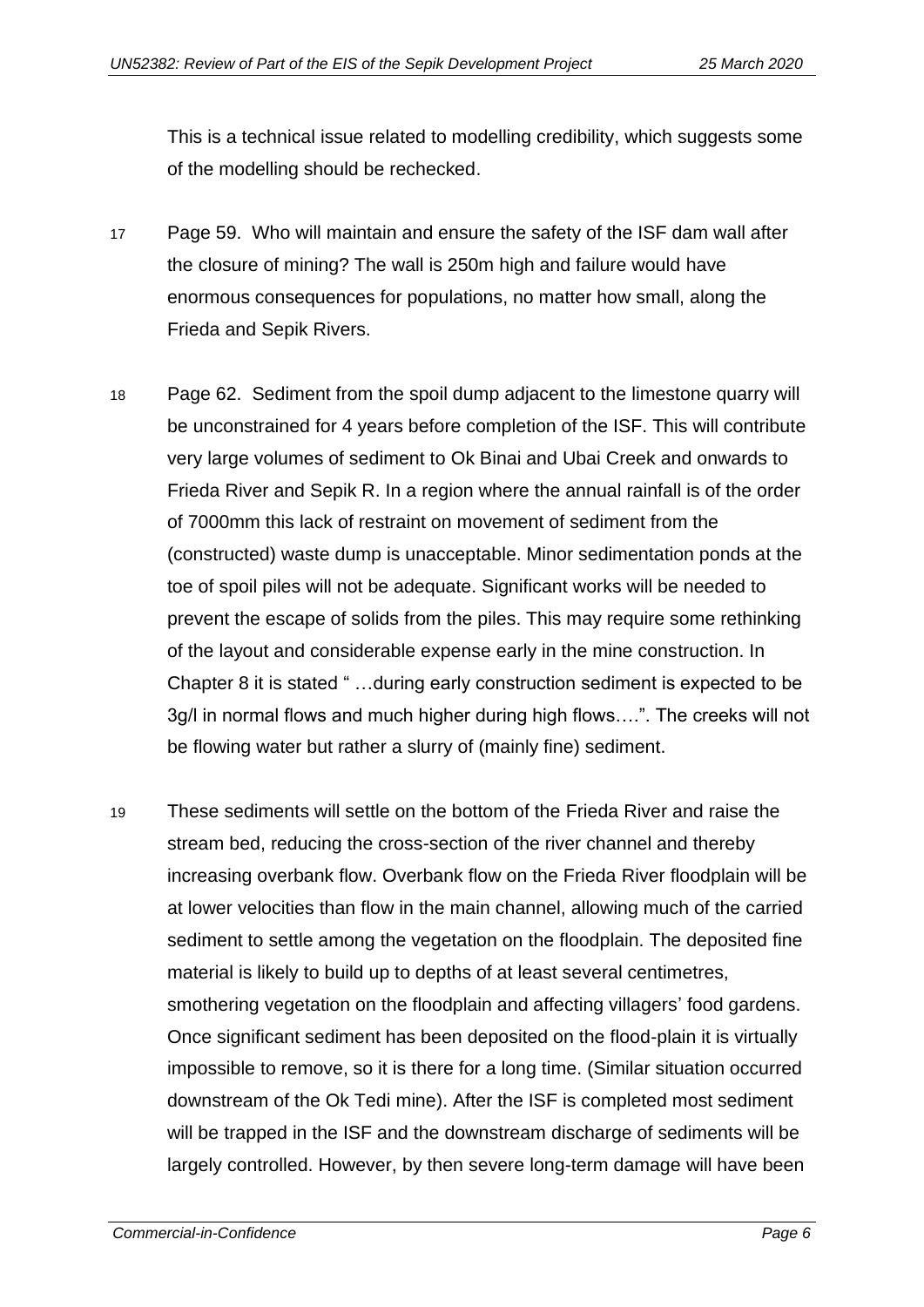This is a technical issue related to modelling credibility, which suggests some of the modelling should be rechecked.

17 Page 59. Who will maintain and ensure the safety of the ISF dam wall after the closure of mining? The wall is 250m high and failure would have enormous consequences for populations, no matter how small, along the Frieda and Sepik Rivers.

18 Page 62. Sediment from the spoil dump adjacent to the limestone quarry will be unconstrained for 4 years before completion of the ISF. This will contribute very large volumes of sediment to Ok Binai and Ubai Creek and onwards to Frieda River and Sepik R. In a region where the annual rainfall is of the order of 7000mm this lack of restraint on movement of sediment from the (constructed) waste dump is unacceptable. Minor sedimentation ponds at the toe of spoil piles will not be adequate. Significant works will be needed to prevent the escape of solids from the piles. This may require some rethinking of the layout and considerable expense early in the mine construction. In Chapter 8 it is stated " …during early construction sediment is expected to be 3g/l in normal flows and much higher during high flows….". The creeks will not be flowing water but rather a slurry of (mainly fine) sediment.

19 These sediments will settle on the bottom of the Frieda River and raise the stream bed, reducing the cross-section of the river channel and thereby increasing overbank flow. Overbank flow on the Frieda River floodplain will be at lower velocities than flow in the main channel, allowing much of the carried sediment to settle among the vegetation on the floodplain. The deposited fine material is likely to build up to depths of at least several centimetres, smothering vegetation on the floodplain and affecting villagers' food gardens. Once significant sediment has been deposited on the flood-plain it is virtually impossible to remove, so it is there for a long time. (Similar situation occurred downstream of the Ok Tedi mine). After the ISF is completed most sediment will be trapped in the ISF and the downstream discharge of sediments will be largely controlled. However, by then severe long-term damage will have been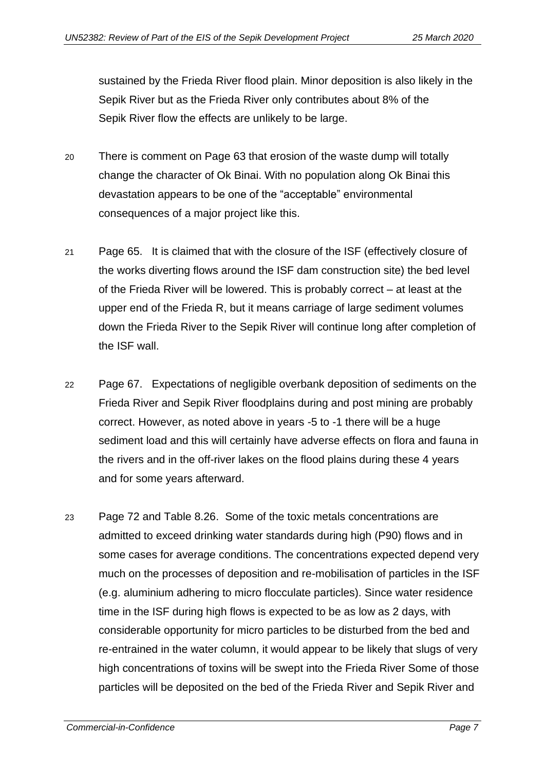sustained by the Frieda River flood plain. Minor deposition is also likely in the Sepik River but as the Frieda River only contributes about 8% of the Sepik River flow the effects are unlikely to be large.

20 There is comment on Page 63 that erosion of the waste dump will totally change the character of Ok Binai. With no population along Ok Binai this devastation appears to be one of the "acceptable" environmental consequences of a major project like this.

21 Page 65. It is claimed that with the closure of the ISF (effectively closure of the works diverting flows around the ISF dam construction site) the bed level of the Frieda River will be lowered. This is probably correct – at least at the upper end of the Frieda R, but it means carriage of large sediment volumes down the Frieda River to the Sepik River will continue long after completion of the ISF wall.

22 Page 67. Expectations of negligible overbank deposition of sediments on the Frieda River and Sepik River floodplains during and post mining are probably correct. However, as noted above in years -5 to -1 there will be a huge sediment load and this will certainly have adverse effects on flora and fauna in the rivers and in the off-river lakes on the flood plains during these 4 years and for some years afterward.

23 Page 72 and Table 8.26. Some of the toxic metals concentrations are admitted to exceed drinking water standards during high (P90) flows and in some cases for average conditions. The concentrations expected depend very much on the processes of deposition and re-mobilisation of particles in the ISF (e.g. aluminium adhering to micro flocculate particles). Since water residence time in the ISF during high flows is expected to be as low as 2 days, with considerable opportunity for micro particles to be disturbed from the bed and re-entrained in the water column, it would appear to be likely that slugs of very high concentrations of toxins will be swept into the Frieda River Some of those particles will be deposited on the bed of the Frieda River and Sepik River and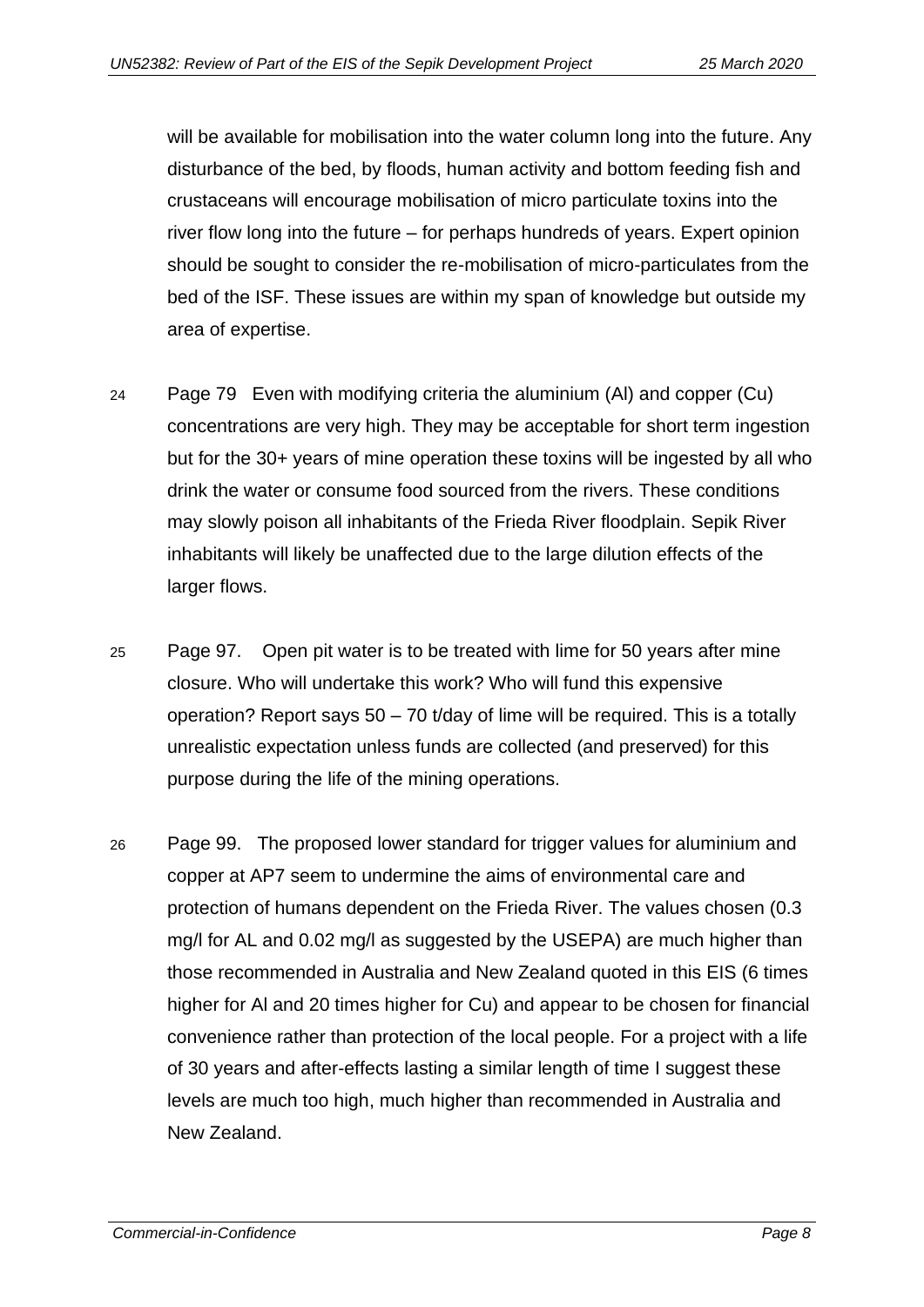will be available for mobilisation into the water column long into the future. Any disturbance of the bed, by floods, human activity and bottom feeding fish and crustaceans will encourage mobilisation of micro particulate toxins into the river flow long into the future – for perhaps hundreds of years. Expert opinion should be sought to consider the re-mobilisation of micro-particulates from the bed of the ISF. These issues are within my span of knowledge but outside my area of expertise.

24 Page 79 Even with modifying criteria the aluminium (Al) and copper (Cu) concentrations are very high. They may be acceptable for short term ingestion but for the 30+ years of mine operation these toxins will be ingested by all who drink the water or consume food sourced from the rivers. These conditions may slowly poison all inhabitants of the Frieda River floodplain. Sepik River inhabitants will likely be unaffected due to the large dilution effects of the larger flows.

25 Page 97. Open pit water is to be treated with lime for 50 years after mine closure. Who will undertake this work? Who will fund this expensive operation? Report says 50 – 70 t/day of lime will be required. This is a totally unrealistic expectation unless funds are collected (and preserved) for this purpose during the life of the mining operations.

26 Page 99. The proposed lower standard for trigger values for aluminium and copper at AP7 seem to undermine the aims of environmental care and protection of humans dependent on the Frieda River. The values chosen (0.3 mg/l for AL and 0.02 mg/l as suggested by the USEPA) are much higher than those recommended in Australia and New Zealand quoted in this EIS (6 times higher for Al and 20 times higher for Cu) and appear to be chosen for financial convenience rather than protection of the local people. For a project with a life of 30 years and after-effects lasting a similar length of time I suggest these levels are much too high, much higher than recommended in Australia and New Zealand.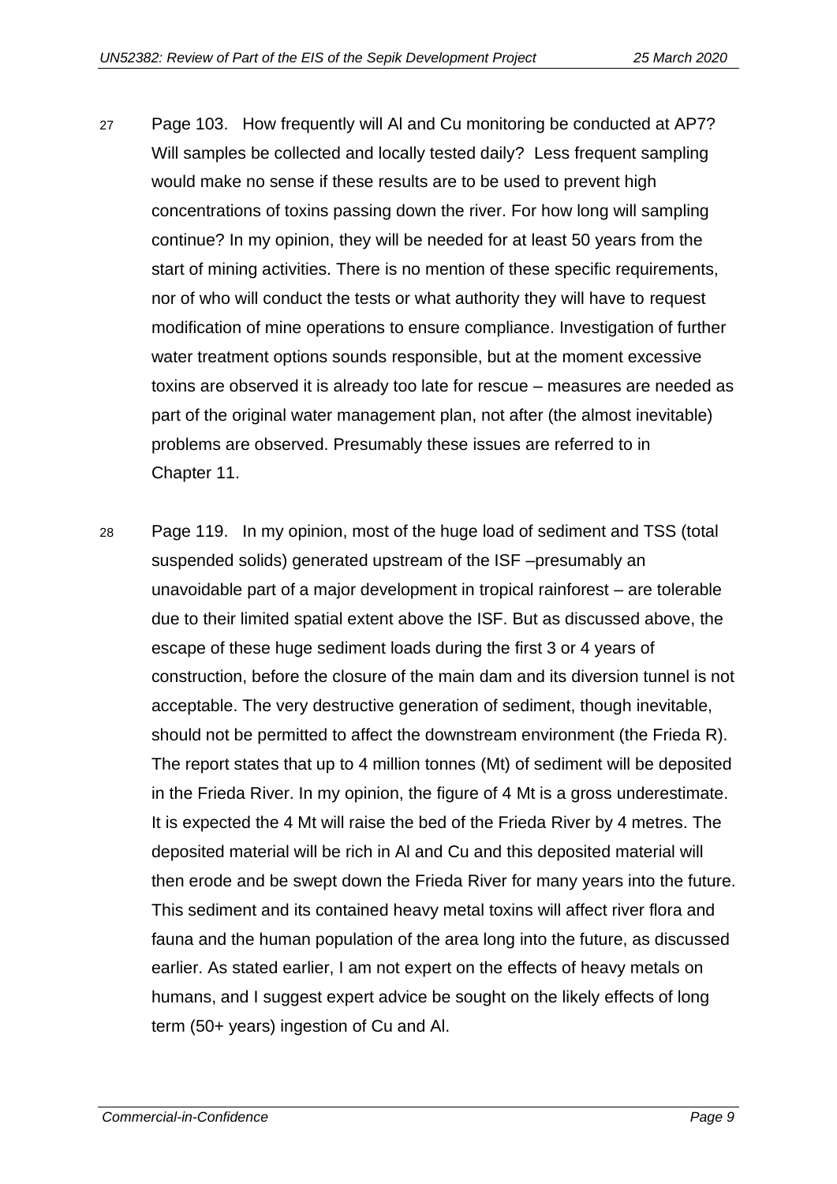27 Page 103. How frequently will Al and Cu monitoring be conducted at AP7? Will samples be collected and locally tested daily? Less frequent sampling would make no sense if these results are to be used to prevent high concentrations of toxins passing down the river. For how long will sampling continue? In my opinion, they will be needed for at least 50 years from the start of mining activities. There is no mention of these specific requirements, nor of who will conduct the tests or what authority they will have to request modification of mine operations to ensure compliance. Investigation of further water treatment options sounds responsible, but at the moment excessive toxins are observed it is already too late for rescue – measures are needed as part of the original water management plan, not after (the almost inevitable) problems are observed. Presumably these issues are referred to in Chapter 11.

28 Page 119. In my opinion, most of the huge load of sediment and TSS (total suspended solids) generated upstream of the ISF –presumably an unavoidable part of a major development in tropical rainforest – are tolerable due to their limited spatial extent above the ISF. But as discussed above, the escape of these huge sediment loads during the first 3 or 4 years of construction, before the closure of the main dam and its diversion tunnel is not acceptable. The very destructive generation of sediment, though inevitable, should not be permitted to affect the downstream environment (the Frieda R). The report states that up to 4 million tonnes (Mt) of sediment will be deposited in the Frieda River. In my opinion, the figure of 4 Mt is a gross underestimate. It is expected the 4 Mt will raise the bed of the Frieda River by 4 metres. The deposited material will be rich in Al and Cu and this deposited material will then erode and be swept down the Frieda River for many years into the future. This sediment and its contained heavy metal toxins will affect river flora and fauna and the human population of the area long into the future, as discussed earlier. As stated earlier, I am not expert on the effects of heavy metals on humans, and I suggest expert advice be sought on the likely effects of long term (50+ years) ingestion of Cu and Al.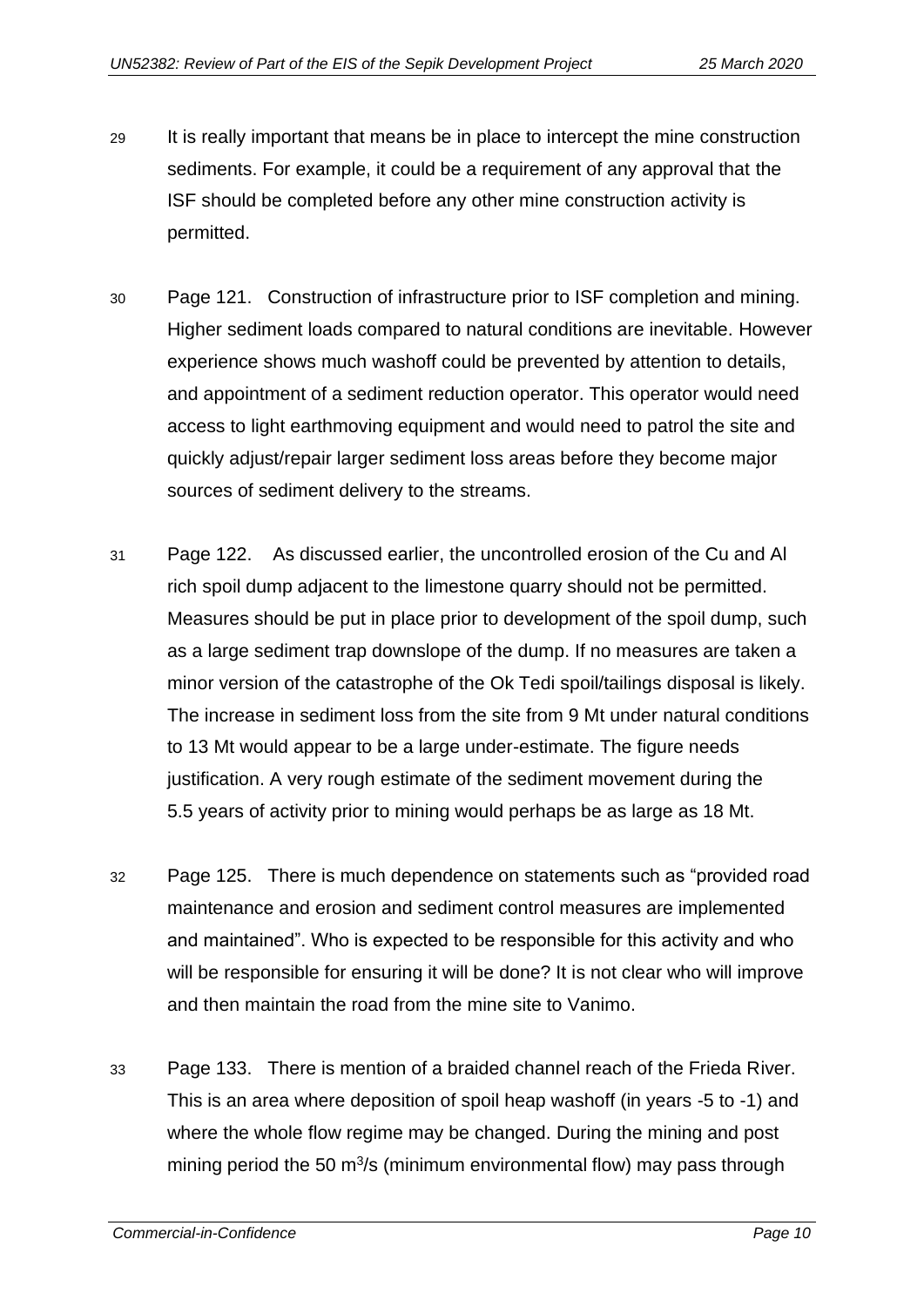29 It is really important that means be in place to intercept the mine construction sediments. For example, it could be a requirement of any approval that the ISF should be completed before any other mine construction activity is permitted.

30 Page 121. Construction of infrastructure prior to ISF completion and mining. Higher sediment loads compared to natural conditions are inevitable. However experience shows much washoff could be prevented by attention to details, and appointment of a sediment reduction operator. This operator would need access to light earthmoving equipment and would need to patrol the site and quickly adjust/repair larger sediment loss areas before they become major sources of sediment delivery to the streams.

31 Page 122. As discussed earlier, the uncontrolled erosion of the Cu and Al rich spoil dump adjacent to the limestone quarry should not be permitted. Measures should be put in place prior to development of the spoil dump, such as a large sediment trap downslope of the dump. If no measures are taken a minor version of the catastrophe of the Ok Tedi spoil/tailings disposal is likely. The increase in sediment loss from the site from 9 Mt under natural conditions to 13 Mt would appear to be a large under-estimate. The figure needs justification. A very rough estimate of the sediment movement during the 5.5 years of activity prior to mining would perhaps be as large as 18 Mt.

32 Page 125. There is much dependence on statements such as "provided road maintenance and erosion and sediment control measures are implemented and maintained". Who is expected to be responsible for this activity and who will be responsible for ensuring it will be done? It is not clear who will improve and then maintain the road from the mine site to Vanimo.

33 Page 133. There is mention of a braided channel reach of the Frieda River. This is an area where deposition of spoil heap washoff (in years -5 to -1) and where the whole flow regime may be changed. During the mining and post mining period the 50 $m^3/s$ (minimum environmental flow) may pass through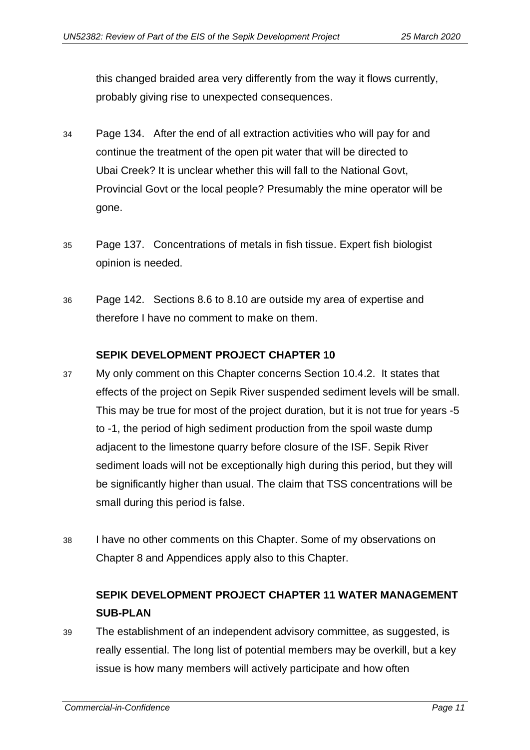this changed braided area very differently from the way it flows currently, probably giving rise to unexpected consequences.

34 Page 134. After the end of all extraction activities who will pay for and continue the treatment of the open pit water that will be directed to Ubai Creek? It is unclear whether this will fall to the National Govt, Provincial Govt or the local people? Presumably the mine operator will be gone.

35 Page 137. Concentrations of metals in fish tissue. Expert fish biologist opinion is needed.

36 Page 142. Sections 8.6 to 8.10 are outside my area of expertise and therefore I have no comment to make on them.

### SEPIK DEVELOPMENT PROJECT CHAPTER 10

37 My only comment on this Chapter concerns Section 10.4.2. It states that effects of the project on Sepik River suspended sediment levels will be small. This may be true for most of the project duration, but it is not true for years -5 to -1, the period of high sediment production from the spoil waste dump adjacent to the limestone quarry before closure of the ISF. Sepik River sediment loads will not be exceptionally high during this period, but they will be significantly higher than usual. The claim that TSS concentrations will be small during this period is false.

38 I have no other comments on this Chapter. Some of my observations on Chapter 8 and Appendices apply also to this Chapter.

### SEPIK DEVELOPMENT PROJECT CHAPTER 11 WATER MANAGEMENT SUB-PLAN

39 The establishment of an independent advisory committee, as suggested, is really essential. The long list of potential members may be overkill, but a key issue is how many members will actively participate and how often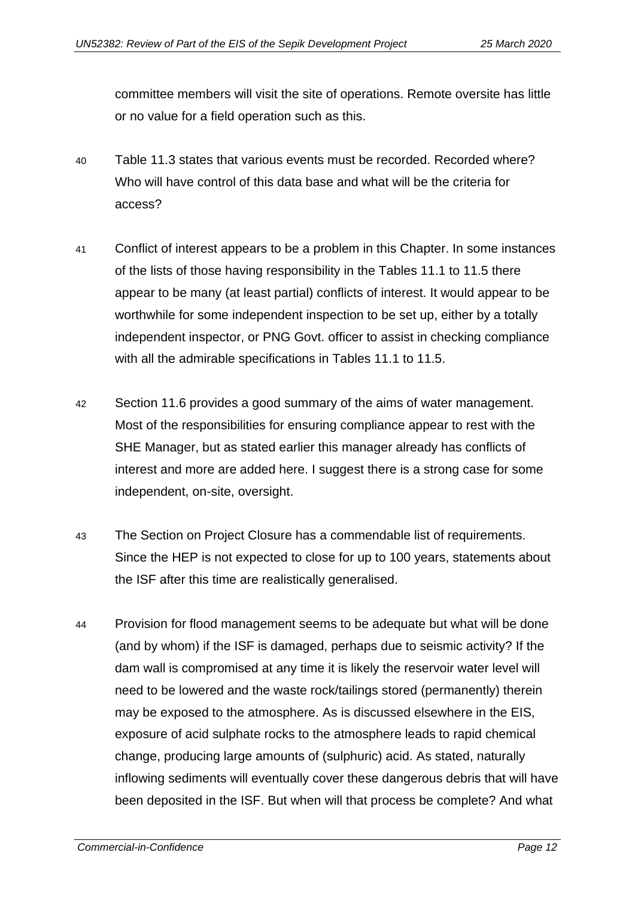committee members will visit the site of operations. Remote oversite has little or no value for a field operation such as this.

40 Table 11.3 states that various events must be recorded. Recorded where? Who will have control of this data base and what will be the criteria for access?

41 Conflict of interest appears to be a problem in this Chapter. In some instances of the lists of those having responsibility in the Tables 11.1 to 11.5 there appear to be many (at least partial) conflicts of interest. It would appear to be worthwhile for some independent inspection to be set up, either by a totally independent inspector, or PNG Govt. officer to assist in checking compliance with all the admirable specifications in Tables 11.1 to 11.5.

42 Section 11.6 provides a good summary of the aims of water management. Most of the responsibilities for ensuring compliance appear to rest with the SHE Manager, but as stated earlier this manager already has conflicts of interest and more are added here. I suggest there is a strong case for some independent, on-site, oversight.

43 The Section on Project Closure has a commendable list of requirements. Since the HEP is not expected to close for up to 100 years, statements about the ISF after this time are realistically generalised.

44 Provision for flood management seems to be adequate but what will be done (and by whom) if the ISF is damaged, perhaps due to seismic activity? If the dam wall is compromised at any time it is likely the reservoir water level will need to be lowered and the waste rock/tailings stored (permanently) therein may be exposed to the atmosphere. As is discussed elsewhere in the EIS, exposure of acid sulphate rocks to the atmosphere leads to rapid chemical change, producing large amounts of (sulphuric) acid. As stated, naturally inflowing sediments will eventually cover these dangerous debris that will have been deposited in the ISF. But when will that process be complete? And what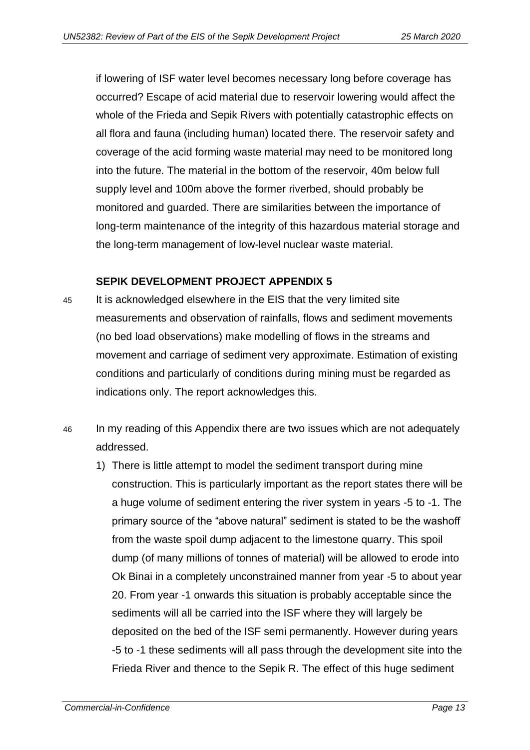if lowering of ISF water level becomes necessary long before coverage has occurred? Escape of acid material due to reservoir lowering would affect the whole of the Frieda and Sepik Rivers with potentially catastrophic effects on all flora and fauna (including human) located there. The reservoir safety and coverage of the acid forming waste material may need to be monitored long into the future. The material in the bottom of the reservoir, 40m below full supply level and 100m above the former riverbed, should probably be monitored and guarded. There are similarities between the importance of long-term maintenance of the integrity of this hazardous material storage and the long-term management of low-level nuclear waste material.

**SEPIK DEVELOPMENT PROJECT APPENDIX 5**

45 It is acknowledged elsewhere in the EIS that the very limited site measurements and observation of rainfalls, flows and sediment movements (no bed load observations) make modelling of flows in the streams and movement and carriage of sediment very approximate. Estimation of existing conditions and particularly of conditions during mining must be regarded as indications only. The report acknowledges this.

46 In my reading of this Appendix there are two issues which are not adequately addressed.

1) There is little attempt to model the sediment transport during mine construction. This is particularly important as the report states there will be a huge volume of sediment entering the river system in years -5 to -1. The primary source of the "above natural" sediment is stated to be the washoff from the waste spoil dump adjacent to the limestone quarry. This spoil dump (of many millions of tonnes of material) will be allowed to erode into Ok Binai in a completely unconstrained manner from year -5 to about year 20. From year -1 onwards this situation is probably acceptable since the sediments will all be carried into the ISF where they will largely be deposited on the bed of the ISF semi permanently. However during years -5 to -1 these sediments will all pass through the development site into the Frieda River and thence to the Sepik R. The effect of this huge sediment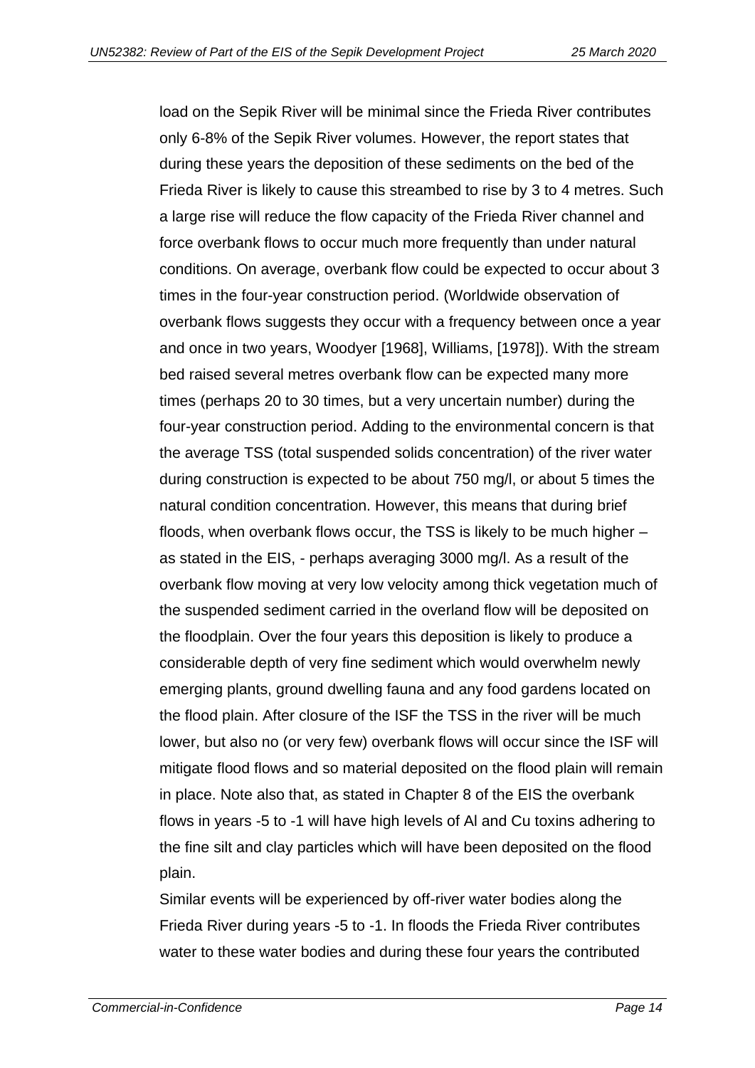load on the Sepik River will be minimal since the Frieda River contributes only 6-8% of the Sepik River volumes. However, the report states that during these years the deposition of these sediments on the bed of the Frieda River is likely to cause this streambed to rise by 3 to 4 metres. Such a large rise will reduce the flow capacity of the Frieda River channel and force overbank flows to occur much more frequently than under natural conditions. On average, overbank flow could be expected to occur about 3 times in the four-year construction period. (Worldwide observation of overbank flows suggests they occur with a frequency between once a year and once in two years, Woodyer [1968], Williams, [1978]). With the stream bed raised several metres overbank flow can be expected many more times (perhaps 20 to 30 times, but a very uncertain number) during the four-year construction period. Adding to the environmental concern is that the average TSS (total suspended solids concentration) of the river water during construction is expected to be about 750 mg/l, or about 5 times the natural condition concentration. However, this means that during brief floods, when overbank flows occur, the TSS is likely to be much higher – as stated in the EIS, - perhaps averaging 3000 mg/l. As a result of the overbank flow moving at very low velocity among thick vegetation much of the suspended sediment carried in the overland flow will be deposited on the floodplain. Over the four years this deposition is likely to produce a considerable depth of very fine sediment which would overwhelm newly emerging plants, ground dwelling fauna and any food gardens located on the flood plain. After closure of the ISF the TSS in the river will be much lower, but also no (or very few) overbank flows will occur since the ISF will mitigate flood flows and so material deposited on the flood plain will remain in place. Note also that, as stated in Chapter 8 of the EIS the overbank flows in years -5 to -1 will have high levels of Al and Cu toxins adhering to the fine silt and clay particles which will have been deposited on the flood plain.

Similar events will be experienced by off-river water bodies along the Frieda River during years -5 to -1. In floods the Frieda River contributes water to these water bodies and during these four years the contributed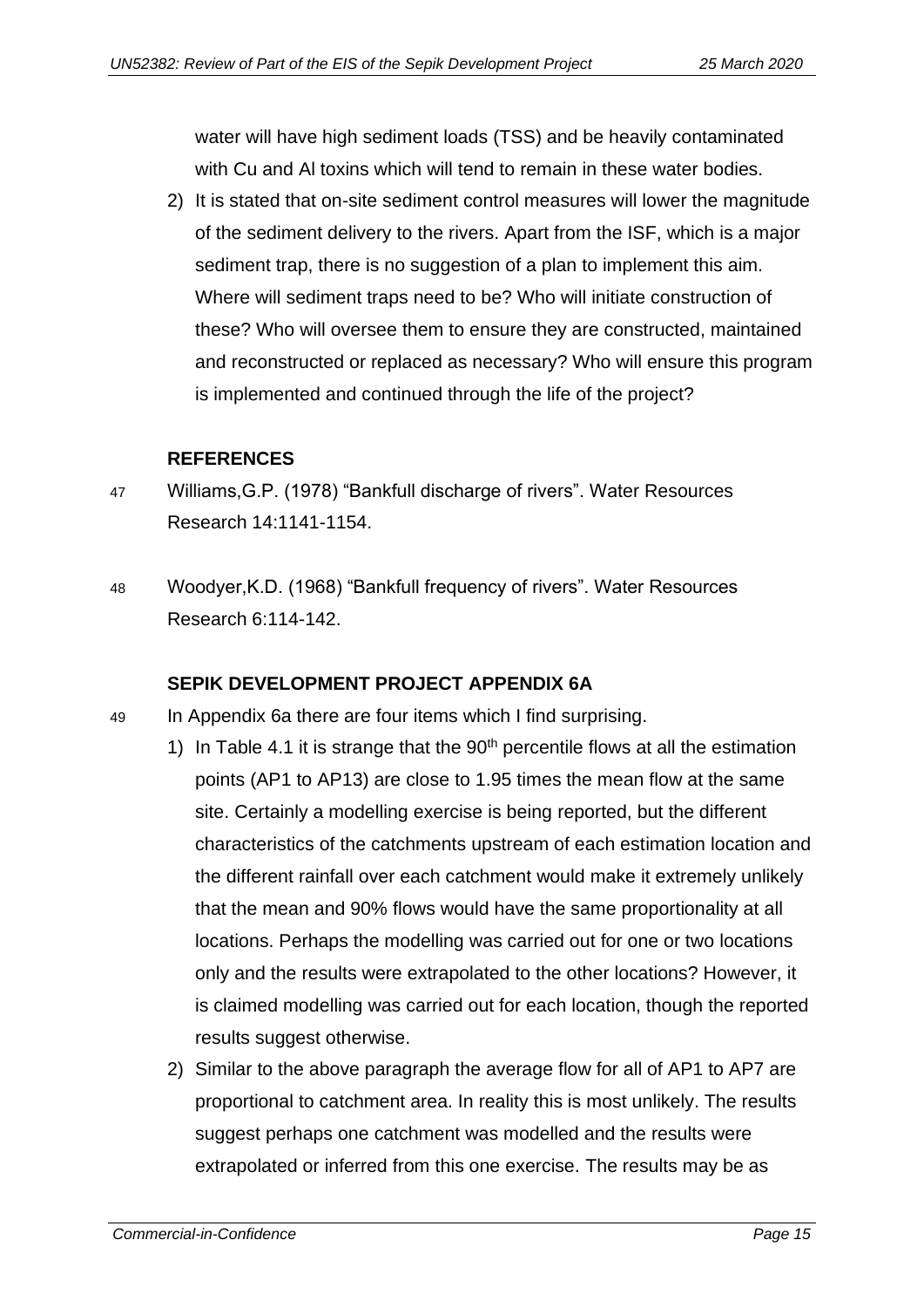water will have high sediment loads (TSS) and be heavily contaminated with Cu and Al toxins which will tend to remain in these water bodies.

2) It is stated that on-site sediment control measures will lower the magnitude of the sediment delivery to the rivers. Apart from the ISF, which is a major sediment trap, there is no suggestion of a plan to implement this aim. Where will sediment traps need to be? Who will initiate construction of these? Who will oversee them to ensure they are constructed, maintained and reconstructed or replaced as necessary? Who will ensure this program is implemented and continued through the life of the project?

### REFERENCES

47 Williams,G.P. (1978) "Bankfull discharge of rivers". Water Resources Research 14:1141-1154.

48 Woodyer,K.D. (1968) "Bankfull frequency of rivers". Water Resources Research 6:114-142.

### SEPIK DEVELOPMENT PROJECT APPENDIX 6A

49 In Appendix 6a there are four items which I find surprising.

1) In Table 4.1 it is strange that the 90[th] percentile flows at all the estimation points (AP1 to AP13) are close to 1.95 times the mean flow at the same site. Certainly a modelling exercise is being reported, but the different characteristics of the catchments upstream of each estimation location and the different rainfall over each catchment would make it extremely unlikely that the mean and 90% flows would have the same proportionality at all locations. Perhaps the modelling was carried out for one or two locations only and the results were extrapolated to the other locations? However, it is claimed modelling was carried out for each location, though the reported results suggest otherwise.

2) Similar to the above paragraph the average flow for all of AP1 to AP7 are proportional to catchment area. In reality this is most unlikely. The results suggest perhaps one catchment was modelled and the results were extrapolated or inferred from this one exercise. The results may be as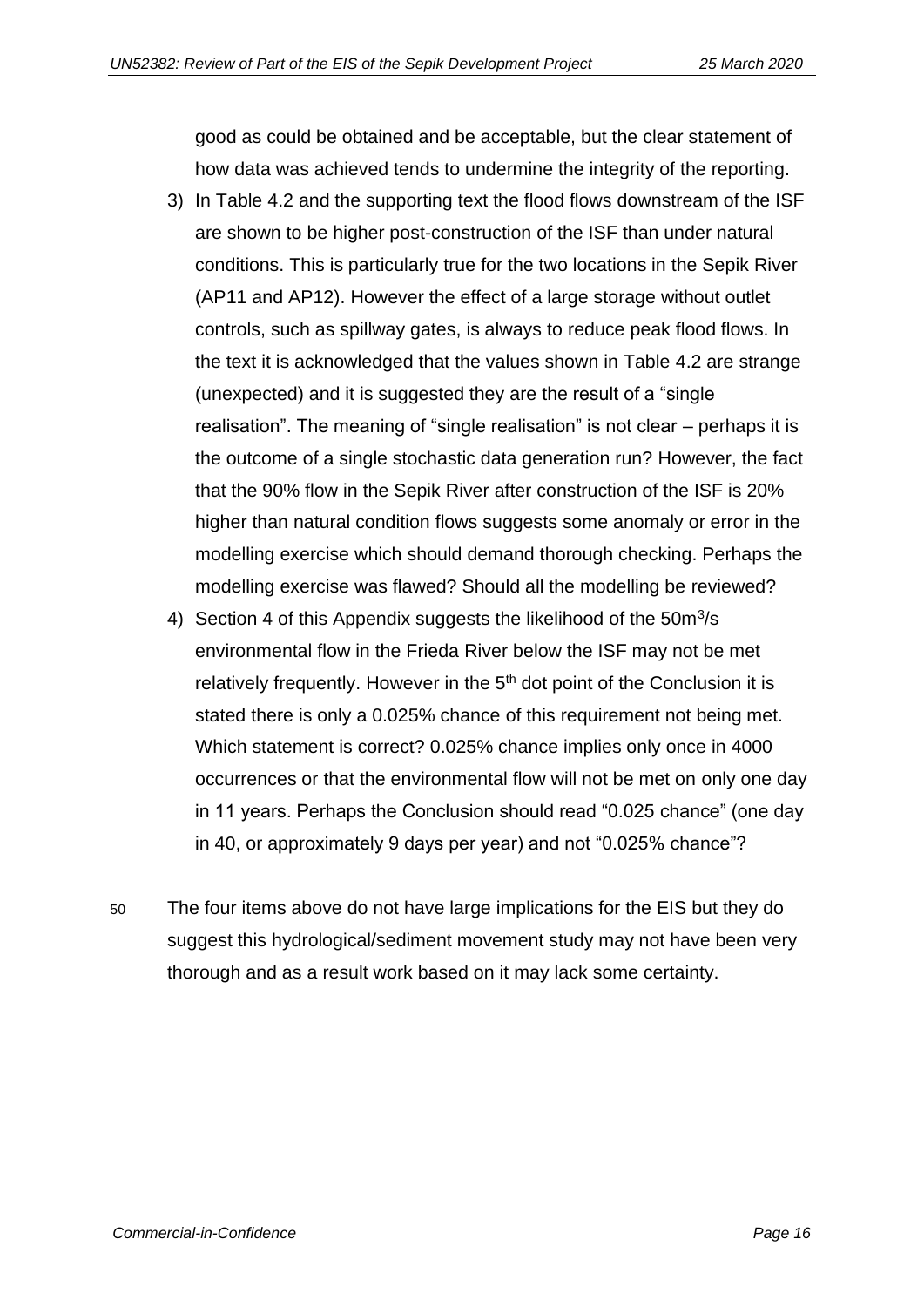good as could be obtained and be acceptable, but the clear statement of how data was achieved tends to undermine the integrity of the reporting.

3) In Table 4.2 and the supporting text the flood flows downstream of the ISF are shown to be higher post-construction of the ISF than under natural conditions. This is particularly true for the two locations in the Sepik River (AP11 and AP12). However the effect of a large storage without outlet controls, such as spillway gates, is always to reduce peak flood flows. In the text it is acknowledged that the values shown in Table 4.2 are strange (unexpected) and it is suggested they are the result of a "single realisation". The meaning of "single realisation" is not clear – perhaps it is the outcome of a single stochastic data generation run? However, the fact that the 90% flow in the Sepik River after construction of the ISF is 20% higher than natural condition flows suggests some anomaly or error in the modelling exercise which should demand thorough checking. Perhaps the modelling exercise was flawed? Should all the modelling be reviewed?

4) Section 4 of this Appendix suggests the likelihood of the 50m$^3$/s environmental flow in the Frieda River below the ISF may not be met relatively frequently. However in the 5th dot point of the Conclusion it is stated there is only a 0.025% chance of this requirement not being met. Which statement is correct? 0.025% chance implies only once in 4000 occurrences or that the environmental flow will not be met on only one day in 11 years. Perhaps the Conclusion should read "0.025 chance" (one day in 40, or approximately 9 days per year) and not "0.025% chance"?

50 The four items above do not have large implications for the EIS but they do suggest this hydrological/sediment movement study may not have been very thorough and as a result work based on it may lack some certainty.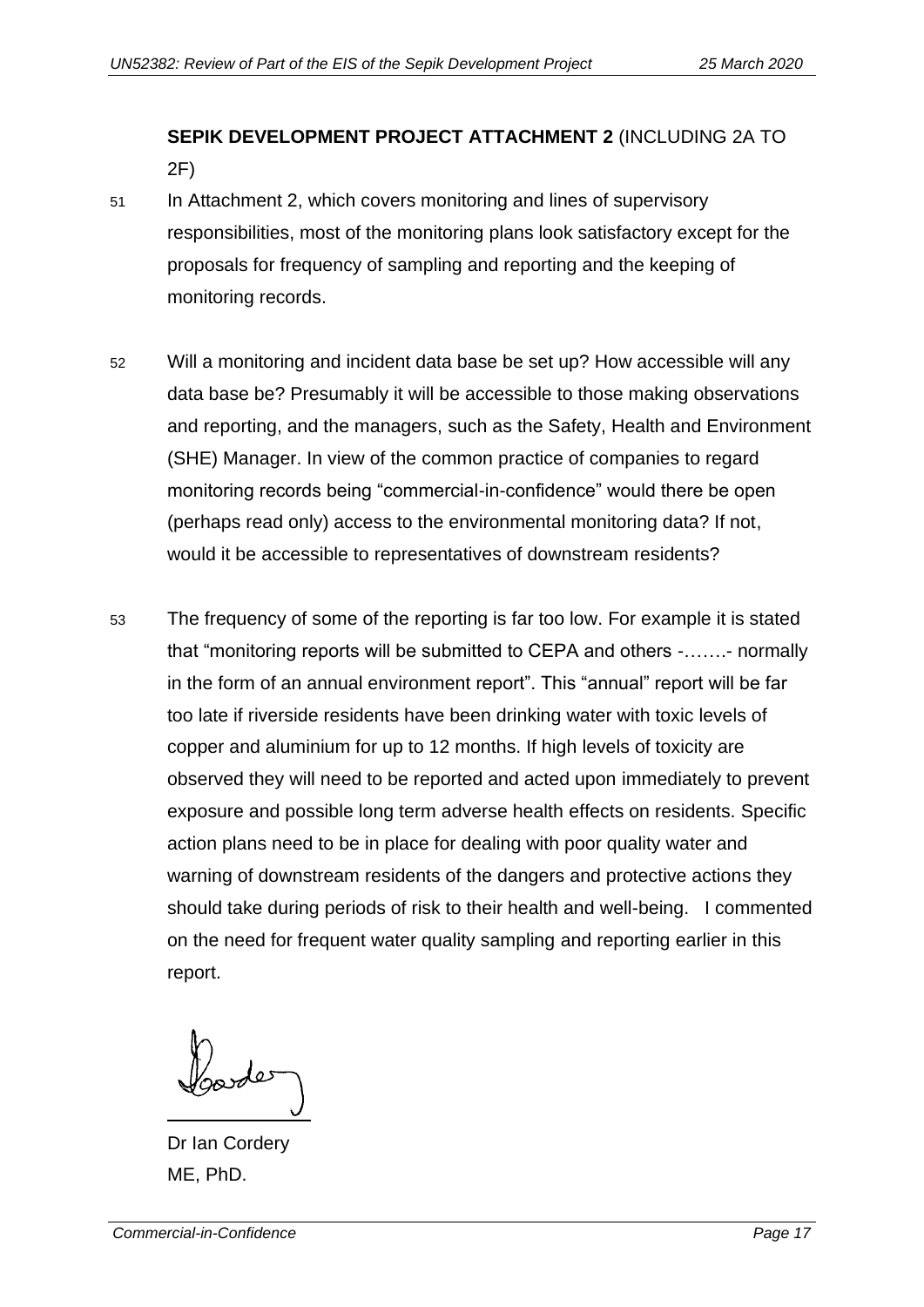**SEPIK DEVELOPMENT PROJECT ATTACHMENT 2** (INCLUDING 2A TO 2F)

51 In Attachment 2, which covers monitoring and lines of supervisory responsibilities, most of the monitoring plans look satisfactory except for the proposals for frequency of sampling and reporting and the keeping of monitoring records.

52 Will a monitoring and incident data base be set up? How accessible will any data base be? Presumably it will be accessible to those making observations and reporting, and the managers, such as the Safety, Health and Environment (SHE) Manager. In view of the common practice of companies to regard monitoring records being "commercial-in-confidence" would there be open (perhaps read only) access to the environmental monitoring data? If not, would it be accessible to representatives of downstream residents?

53 The frequency of some of the reporting is far too low. For example it is stated that "monitoring reports will be submitted to CEPA and others -…….- normally in the form of an annual environment report". This "annual" report will be far too late if riverside residents have been drinking water with toxic levels of copper and aluminium for up to 12 months. If high levels of toxicity are observed they will need to be reported and acted upon immediately to prevent exposure and possible long term adverse health effects on residents. Specific action plans need to be in place for dealing with poor quality water and warning of downstream residents of the dangers and protective actions they should take during periods of risk to their health and well-being. I commented on the need for frequent water quality sampling and reporting earlier in this report.

Dr Ian Cordery
ME, PhD.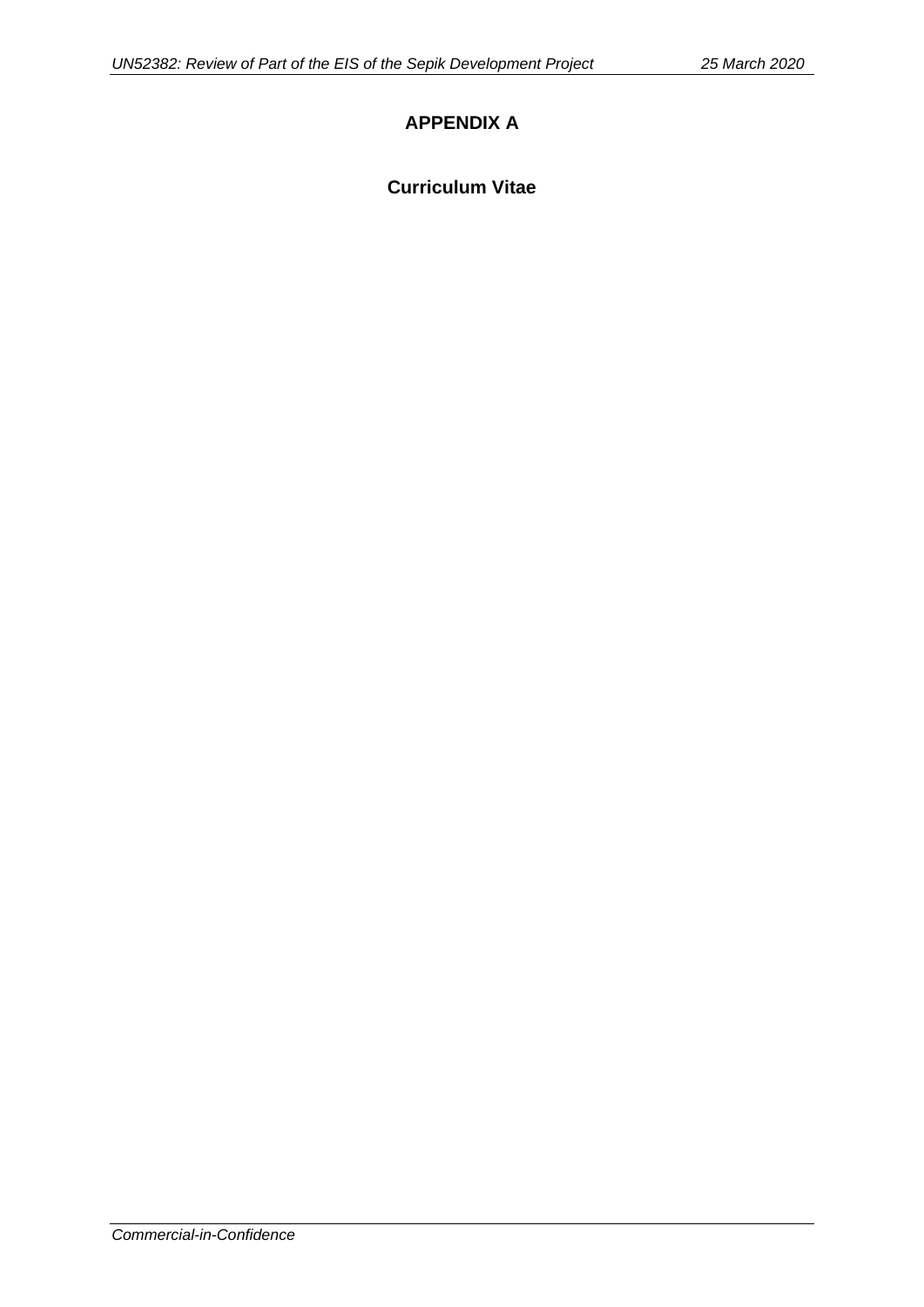# APPENDIX A

## Curriculum Vitae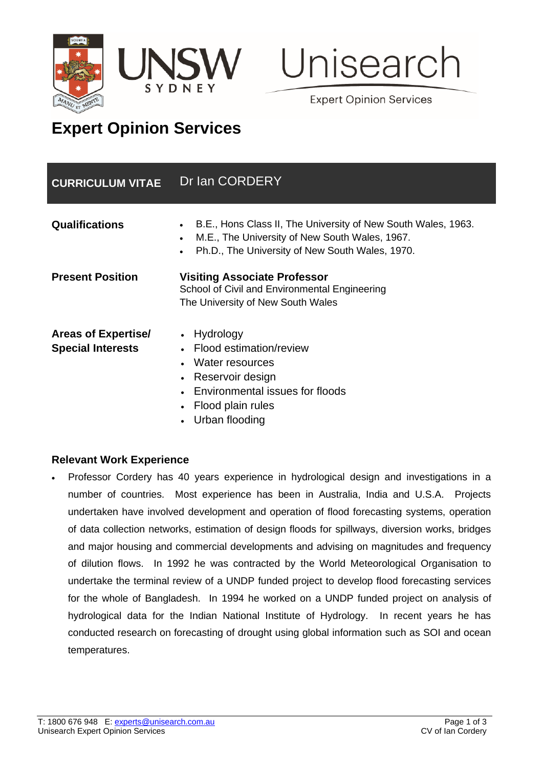# Expert Opinion Services

| CURRICULUM VITAE | Dr Ian CORDERY |
|---|---|

**Qualifications**

- B.E., Hons Class II, The University of New South Wales, 1963.
- M.E., The University of New South Wales, 1967.
- Ph.D., The University of New South Wales, 1970.

**Present Position**

**Visiting Associate Professor**
School of Civil and Environmental Engineering
The University of New South Wales

**Areas of Expertise/ Special Interests**

- Hydrology
- Flood estimation/review
- Water resources
- Reservoir design
- Environmental issues for floods
- Flood plain rules
- Urban flooding

**Relevant Work Experience**

- Professor Cordery has 40 years experience in hydrological design and investigations in a number of countries. Most experience has been in Australia, India and U.S.A. Projects undertaken have involved development and operation of flood forecasting systems, operation of data collection networks, estimation of design floods for spillways, diversion works, bridges and major housing and commercial developments and advising on magnitudes and frequency of dilution flows. In 1992 he was contracted by the World Meteorological Organisation to undertake the terminal review of a UNDP funded project to develop flood forecasting services for the whole of Bangladesh. In 1994 he worked on a UNDP funded project on analysis of hydrological data for the Indian National Institute of Hydrology. In recent years he has conducted research on forecasting of drought using global information such as SOI and ocean temperatures.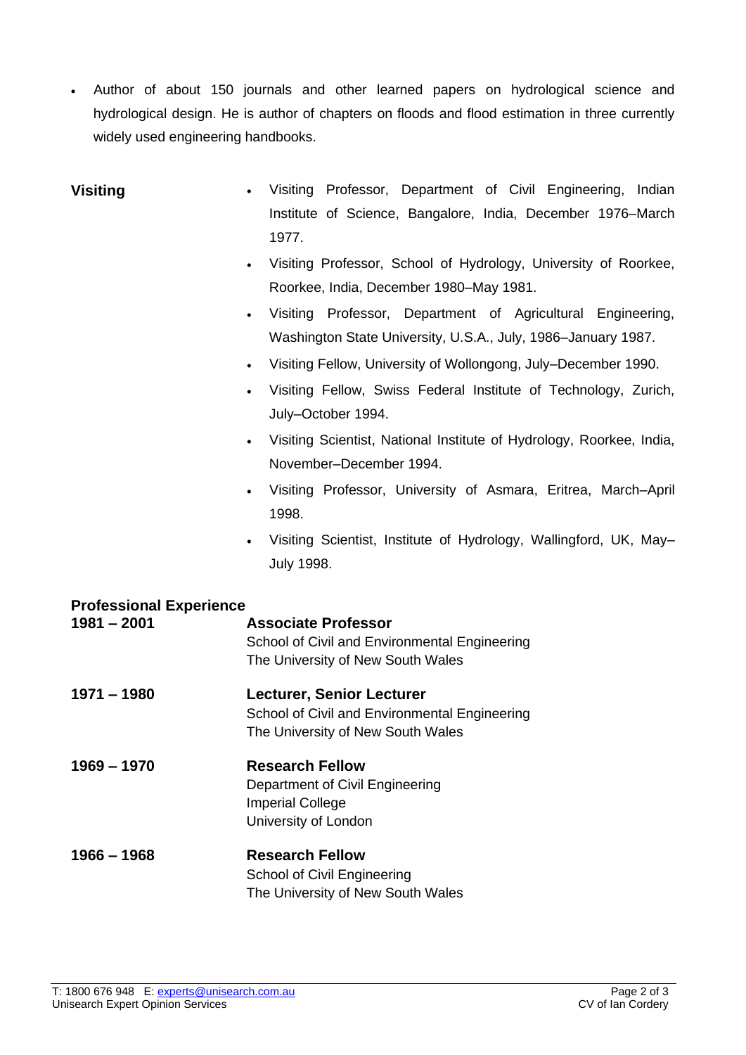- Author of about 150 journals and other learned papers on hydrological science and hydrological design. He is author of chapters on floods and flood estimation in three currently widely used engineering handbooks.

**Visiting**

- Visiting Professor, Department of Civil Engineering, Indian Institute of Science, Bangalore, India, December 1976–March 1977.
- Visiting Professor, School of Hydrology, University of Roorkee, Roorkee, India, December 1980–May 1981.
- Visiting Professor, Department of Agricultural Engineering, Washington State University, U.S.A., July, 1986–January 1987.
- Visiting Fellow, University of Wollongong, July–December 1990.
- Visiting Fellow, Swiss Federal Institute of Technology, Zurich, July–October 1994.
- Visiting Scientist, National Institute of Hydrology, Roorkee, India, November–December 1994.
- Visiting Professor, University of Asmara, Eritrea, March–April 1998.
- Visiting Scientist, Institute of Hydrology, Wallingford, UK, May–July 1998.

**Professional Experience**

**1981 – 2001** **Associate Professor**
School of Civil and Environmental Engineering
The University of New South Wales

**1971 – 1980** **Lecturer, Senior Lecturer**
School of Civil and Environmental Engineering
The University of New South Wales

**1969 – 1970** **Research Fellow**
Department of Civil Engineering
Imperial College
University of London

**1966 – 1968** **Research Fellow**
School of Civil Engineering
The University of New South Wales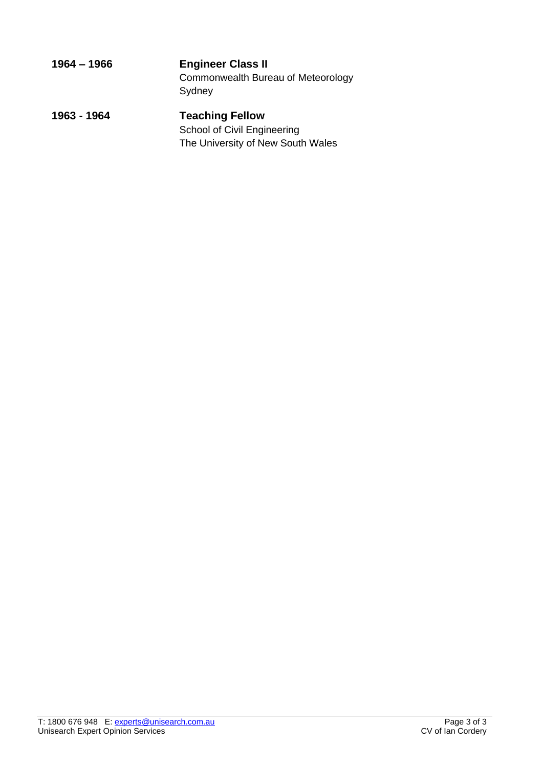**1964 – 1966** **Engineer Class II**
Commonwealth Bureau of Meteorology
Sydney

**1963 - 1964** **Teaching Fellow**
School of Civil Engineering
The University of New South Wales